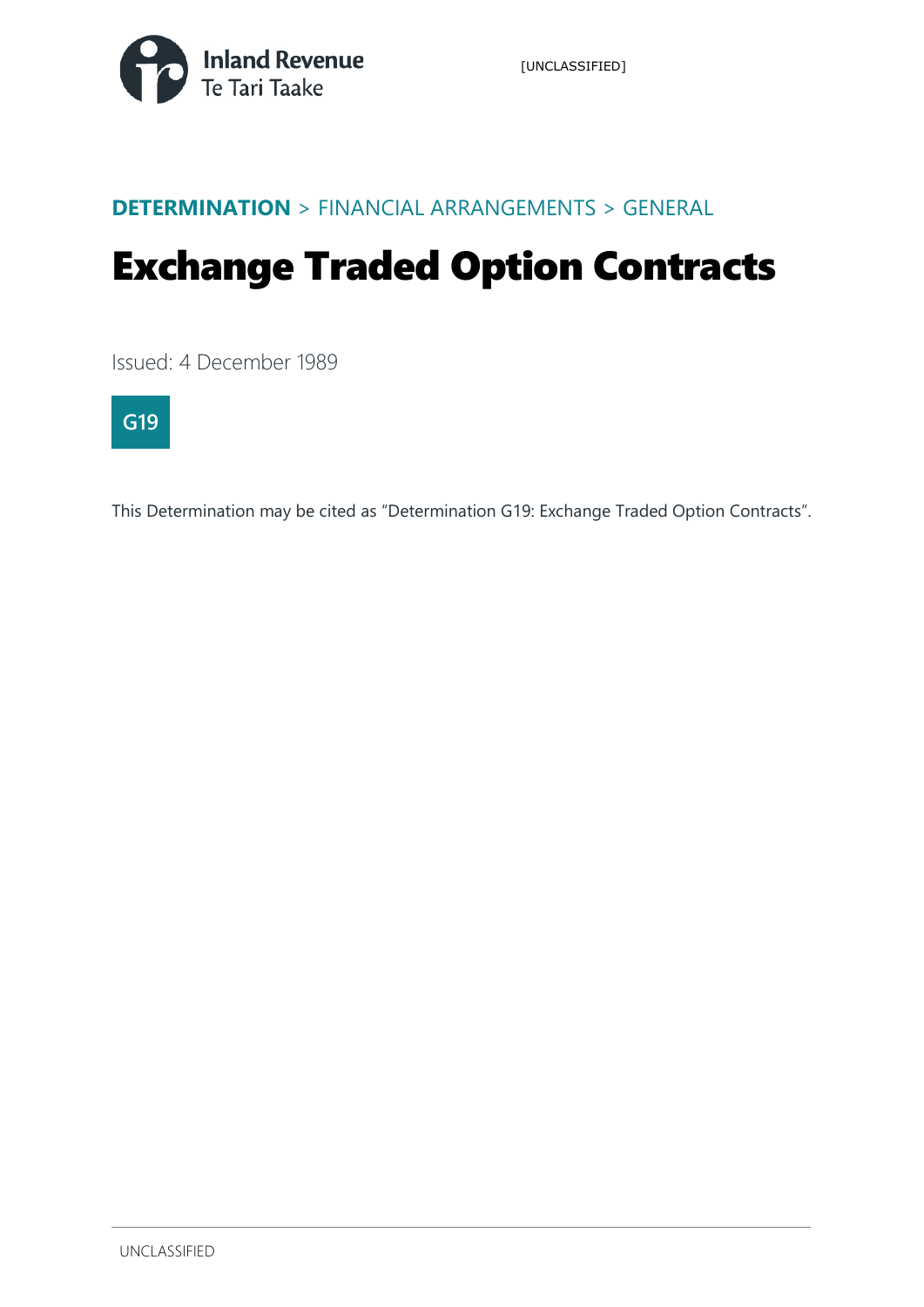DETERMINATION > FINANCIAL ARRANGEMENTS > GENERAL

# Exchange Traded Option Contracts

Issued: 4 December 1989

G19

This Determination may be cited as "Determination G19: Exchange Traded Option Contracts".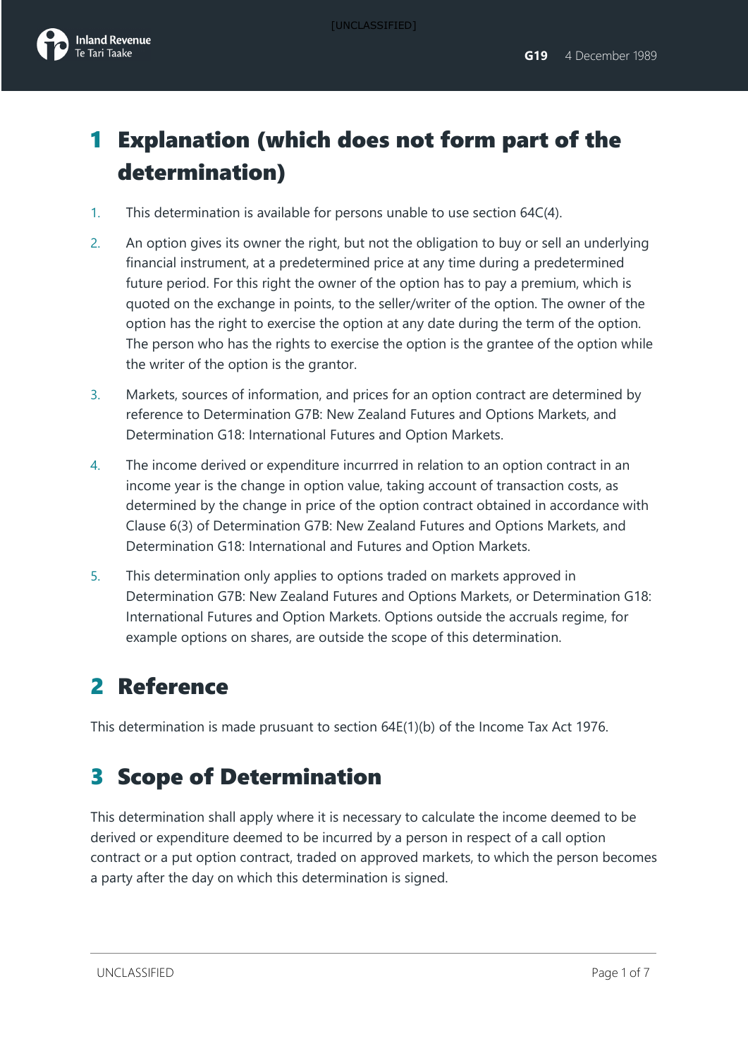# 1 Explanation (which does not form part of the determination)

1. This determination is available for persons unable to use section 64C(4).
2. An option gives its owner the right, but not the obligation to buy or sell an underlying financial instrument, at a predetermined price at any time during a predetermined future period. For this right the owner of the option has to pay a premium, which is quoted on the exchange in points, to the seller/writer of the option. The owner of the option has the right to exercise the option at any date during the term of the option. The person who has the rights to exercise the option is the grantee of the option while the writer of the option is the grantor.
3. Markets, sources of information, and prices for an option contract are determined by reference to Determination G7B: New Zealand Futures and Options Markets, and Determination G18: International Futures and Option Markets.
4. The income derived or expenditure incurrred in relation to an option contract in an income year is the change in option value, taking account of transaction costs, as determined by the change in price of the option contract obtained in accordance with Clause 6(3) of Determination G7B: New Zealand Futures and Options Markets, and Determination G18: International and Futures and Option Markets.
5. This determination only applies to options traded on markets approved in Determination G7B: New Zealand Futures and Options Markets, or Determination G18: International Futures and Option Markets. Options outside the accruals regime, for example options on shares, are outside the scope of this determination.

# 2 Reference

This determination is made prusuant to section 64E(1)(b) of the Income Tax Act 1976.

# 3 Scope of Determination

This determination shall apply where it is necessary to calculate the income deemed to be derived or expenditure deemed to be incurred by a person in respect of a call option contract or a put option contract, traded on approved markets, to which the person becomes a party after the day on which this determination is signed.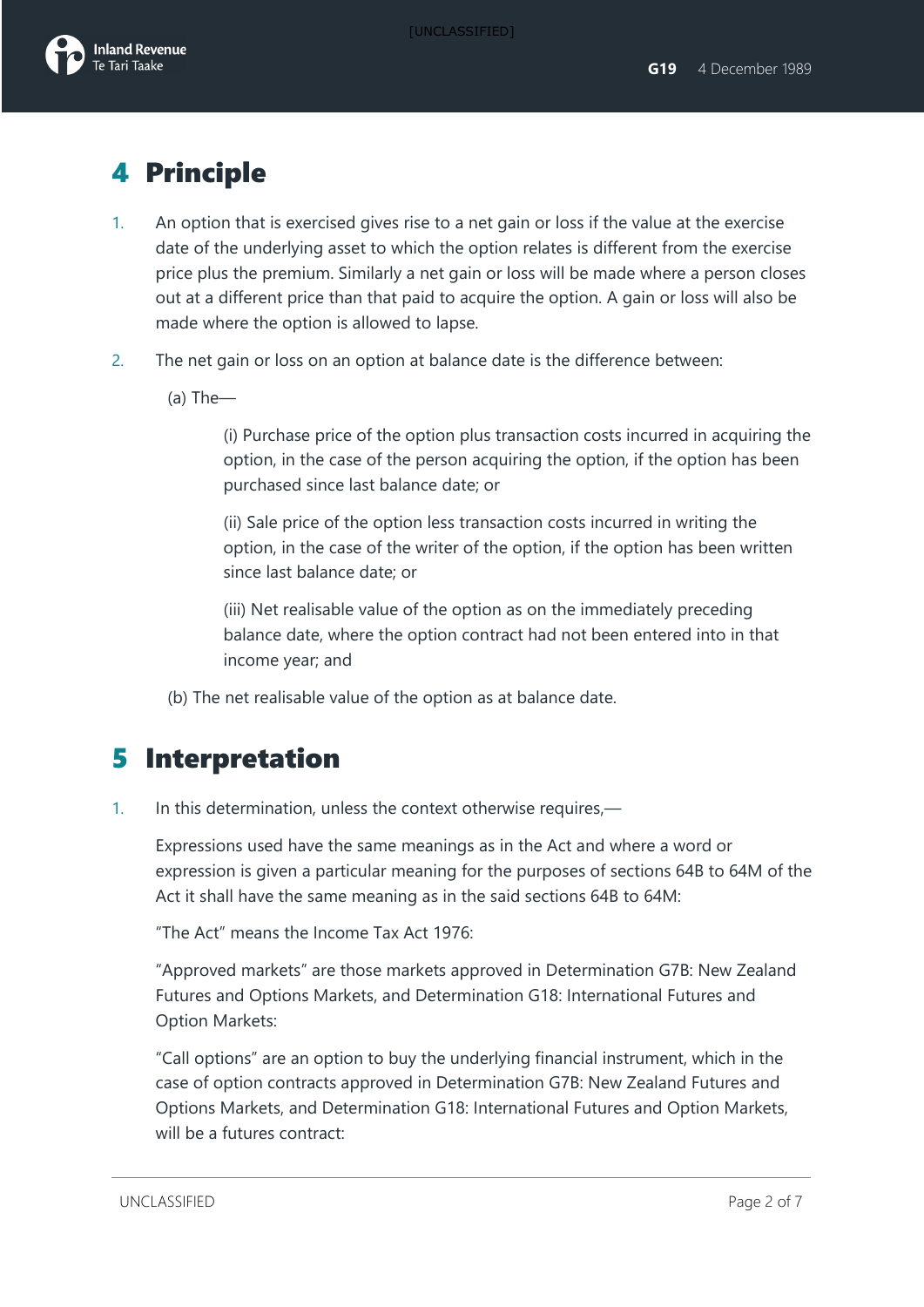# 4 Principle

1. An option that is exercised gives rise to a net gain or loss if the value at the exercise date of the underlying asset to which the option relates is different from the exercise price plus the premium. Similarly a net gain or loss will be made where a person closes out at a different price than that paid to acquire the option. A gain or loss will also be made where the option is allowed to lapse.

2. The net gain or loss on an option at balance date is the difference between:

   (a) The—

   (i) Purchase price of the option plus transaction costs incurred in acquiring the option, in the case of the person acquiring the option, if the option has been purchased since last balance date; or

   (ii) Sale price of the option less transaction costs incurred in writing the option, in the case of the writer of the option, if the option has been written since last balance date; or

   (iii) Net realisable value of the option as on the immediately preceding balance date, where the option contract had not been entered into in that income year; and

   (b) The net realisable value of the option as at balance date.

# 5 Interpretation

1. In this determination, unless the context otherwise requires,—

   Expressions used have the same meanings as in the Act and where a word or expression is given a particular meaning for the purposes of sections 64B to 64M of the Act it shall have the same meaning as in the said sections 64B to 64M:

   "The Act" means the Income Tax Act 1976:

   "Approved markets" are those markets approved in Determination G7B: New Zealand Futures and Options Markets, and Determination G18: International Futures and Option Markets:

   "Call options" are an option to buy the underlying financial instrument, which in the case of option contracts approved in Determination G7B: New Zealand Futures and Options Markets, and Determination G18: International Futures and Option Markets, will be a futures contract: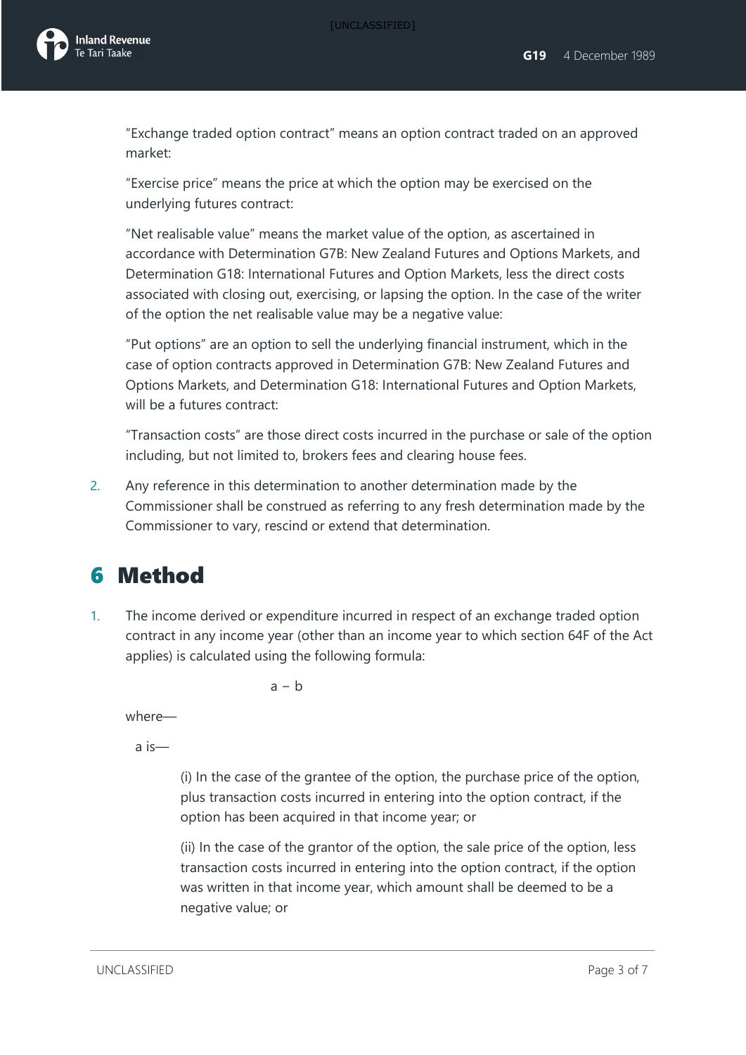"Exchange traded option contract" means an option contract traded on an approved market:

"Exercise price" means the price at which the option may be exercised on the underlying futures contract:

"Net realisable value" means the market value of the option, as ascertained in accordance with Determination G7B: New Zealand Futures and Options Markets, and Determination G18: International Futures and Option Markets, less the direct costs associated with closing out, exercising, or lapsing the option. In the case of the writer of the option the net realisable value may be a negative value:

"Put options" are an option to sell the underlying financial instrument, which in the case of option contracts approved in Determination G7B: New Zealand Futures and Options Markets, and Determination G18: International Futures and Option Markets, will be a futures contract:

"Transaction costs" are those direct costs incurred in the purchase or sale of the option including, but not limited to, brokers fees and clearing house fees.

2. Any reference in this determination to another determination made by the Commissioner shall be construed as referring to any fresh determination made by the Commissioner to vary, rescind or extend that determination.

# 6 Method

1. The income derived or expenditure incurred in respect of an exchange traded option contract in any income year (other than an income year to which section 64F of the Act applies) is calculated using the following formula:

$$a - b$$

where—

a is—

(i) In the case of the grantee of the option, the purchase price of the option, plus transaction costs incurred in entering into the option contract, if the option has been acquired in that income year; or

(ii) In the case of the grantor of the option, the sale price of the option, less transaction costs incurred in entering into the option contract, if the option was written in that income year, which amount shall be deemed to be a negative value; or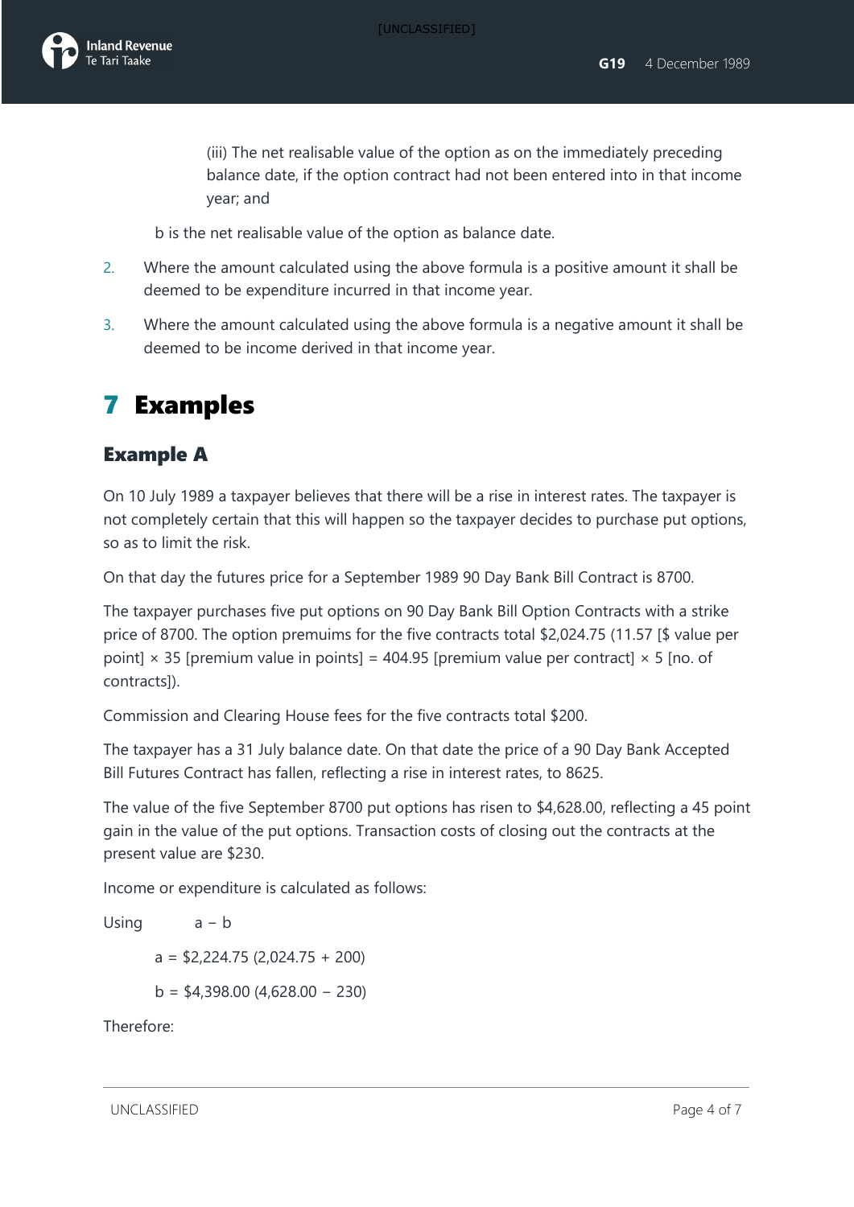(iii) The net realisable value of the option as on the immediately preceding balance date, if the option contract had not been entered into in that income year; and

b is the net realisable value of the option as balance date.

2. Where the amount calculated using the above formula is a positive amount it shall be deemed to be expenditure incurred in that income year.
3. Where the amount calculated using the above formula is a negative amount it shall be deemed to be income derived in that income year.

# 7 Examples

## Example A

On 10 July 1989 a taxpayer believes that there will be a rise in interest rates. The taxpayer is not completely certain that this will happen so the taxpayer decides to purchase put options, so as to limit the risk.

On that day the futures price for a September 1989 90 Day Bank Bill Contract is 8700.

The taxpayer purchases five put options on 90 Day Bank Bill Option Contracts with a strike price of 8700. The option premuims for the five contracts total $2,024.75 (11.57 [$ value per point] × 35 [premium value in points] = 404.95 [premium value per contract] × 5 [no. of contracts]).

Commission and Clearing House fees for the five contracts total $200.

The taxpayer has a 31 July balance date. On that date the price of a 90 Day Bank Accepted Bill Futures Contract has fallen, reflecting a rise in interest rates, to 8625.

The value of the five September 8700 put options has risen to $4,628.00, reflecting a 45 point gain in the value of the put options. Transaction costs of closing out the contracts at the present value are $230.

Income or expenditure is calculated as follows:

Using a − b

a = $2,224.75 (2,024.75 + 200)

b = $4,398.00 (4,628.00 − 230)

Therefore: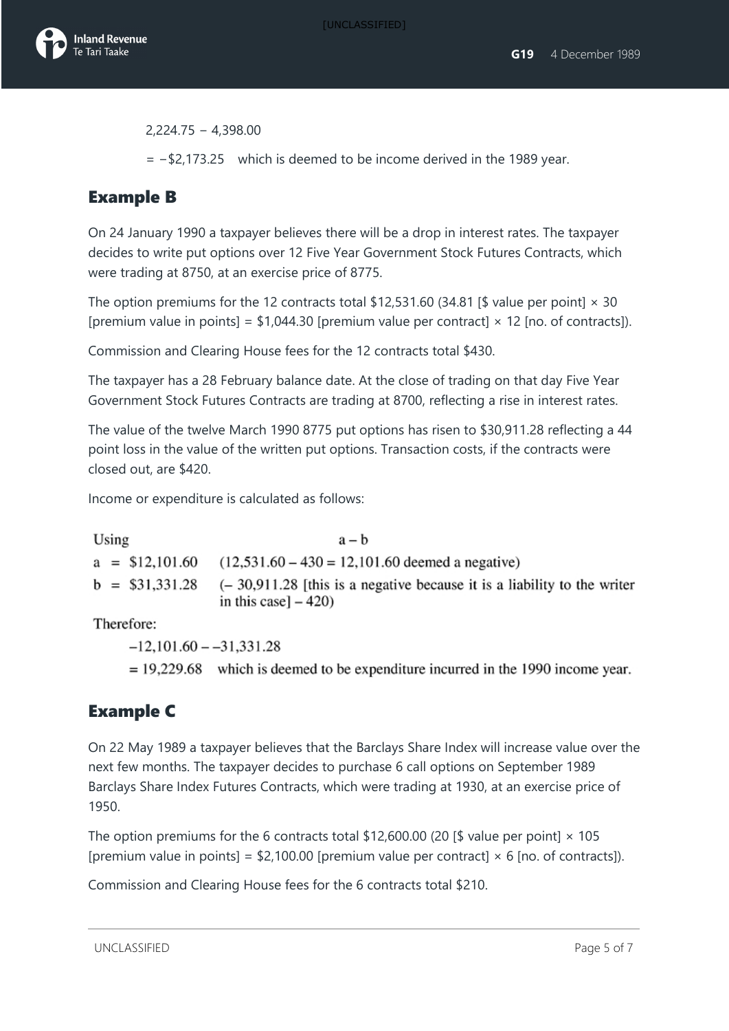2,224.75 − 4,398.00

= −$2,173.25    which is deemed to be income derived in the 1989 year.

## Example B

On 24 January 1990 a taxpayer believes there will be a drop in interest rates. The taxpayer decides to write put options over 12 Five Year Government Stock Futures Contracts, which were trading at 8750, at an exercise price of 8775.

The option premiums for the 12 contracts total $12,531.60 (34.81 [$ value per point] × 30 [premium value in points] = $1,044.30 [premium value per contract] × 12 [no. of contracts]).

Commission and Clearing House fees for the 12 contracts total $430.

The taxpayer has a 28 February balance date. At the close of trading on that day Five Year Government Stock Futures Contracts are trading at 8700, reflecting a rise in interest rates.

The value of the twelve March 1990 8775 put options has risen to $30,911.28 reflecting a 44 point loss in the value of the written put options. Transaction costs, if the contracts were closed out, are $420.

Income or expenditure is calculated as follows:

Using    a − b

a = $12,101.60    (12,531.60 − 430 = 12,101.60 deemed a negative)

b = $31,331.28    (− 30,911.28 [this is a negative because it is a liability to the writer in this case] − 420)

Therefore:

−12,101.60 − −31,331.28

= 19,229.68    which is deemed to be expenditure incurred in the 1990 income year.

## Example C

On 22 May 1989 a taxpayer believes that the Barclays Share Index will increase value over the next few months. The taxpayer decides to purchase 6 call options on September 1989 Barclays Share Index Futures Contracts, which were trading at 1930, at an exercise price of 1950.

The option premiums for the 6 contracts total $12,600.00 (20 [$ value per point] × 105 [premium value in points] = $2,100.00 [premium value per contract] × 6 [no. of contracts]).

Commission and Clearing House fees for the 6 contracts total $210.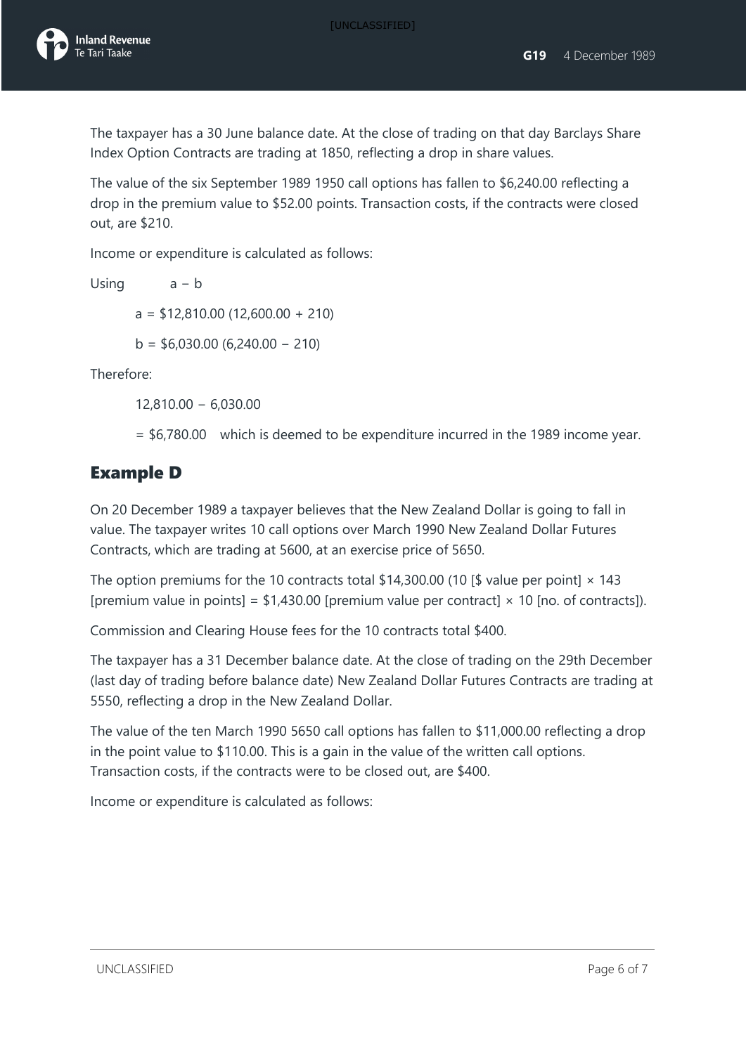The taxpayer has a 30 June balance date. At the close of trading on that day Barclays Share Index Option Contracts are trading at 1850, reflecting a drop in share values.

The value of the six September 1989 1950 call options has fallen to $6,240.00 reflecting a drop in the premium value to $52.00 points. Transaction costs, if the contracts were closed out, are $210.

Income or expenditure is calculated as follows:

Using a − b

a = $12,810.00 (12,600.00 + 210)

b = $6,030.00 (6,240.00 − 210)

Therefore:

12,810.00 − 6,030.00

= $6,780.00 which is deemed to be expenditure incurred in the 1989 income year.

## Example D

On 20 December 1989 a taxpayer believes that the New Zealand Dollar is going to fall in value. The taxpayer writes 10 call options over March 1990 New Zealand Dollar Futures Contracts, which are trading at 5600, at an exercise price of 5650.

The option premiums for the 10 contracts total $14,300.00 (10 [$ value per point] × 143 [premium value in points] = $1,430.00 [premium value per contract] × 10 [no. of contracts]).

Commission and Clearing House fees for the 10 contracts total $400.

The taxpayer has a 31 December balance date. At the close of trading on the 29th December (last day of trading before balance date) New Zealand Dollar Futures Contracts are trading at 5550, reflecting a drop in the New Zealand Dollar.

The value of the ten March 1990 5650 call options has fallen to $11,000.00 reflecting a drop in the point value to $110.00. This is a gain in the value of the written call options. Transaction costs, if the contracts were to be closed out, are $400.

Income or expenditure is calculated as follows: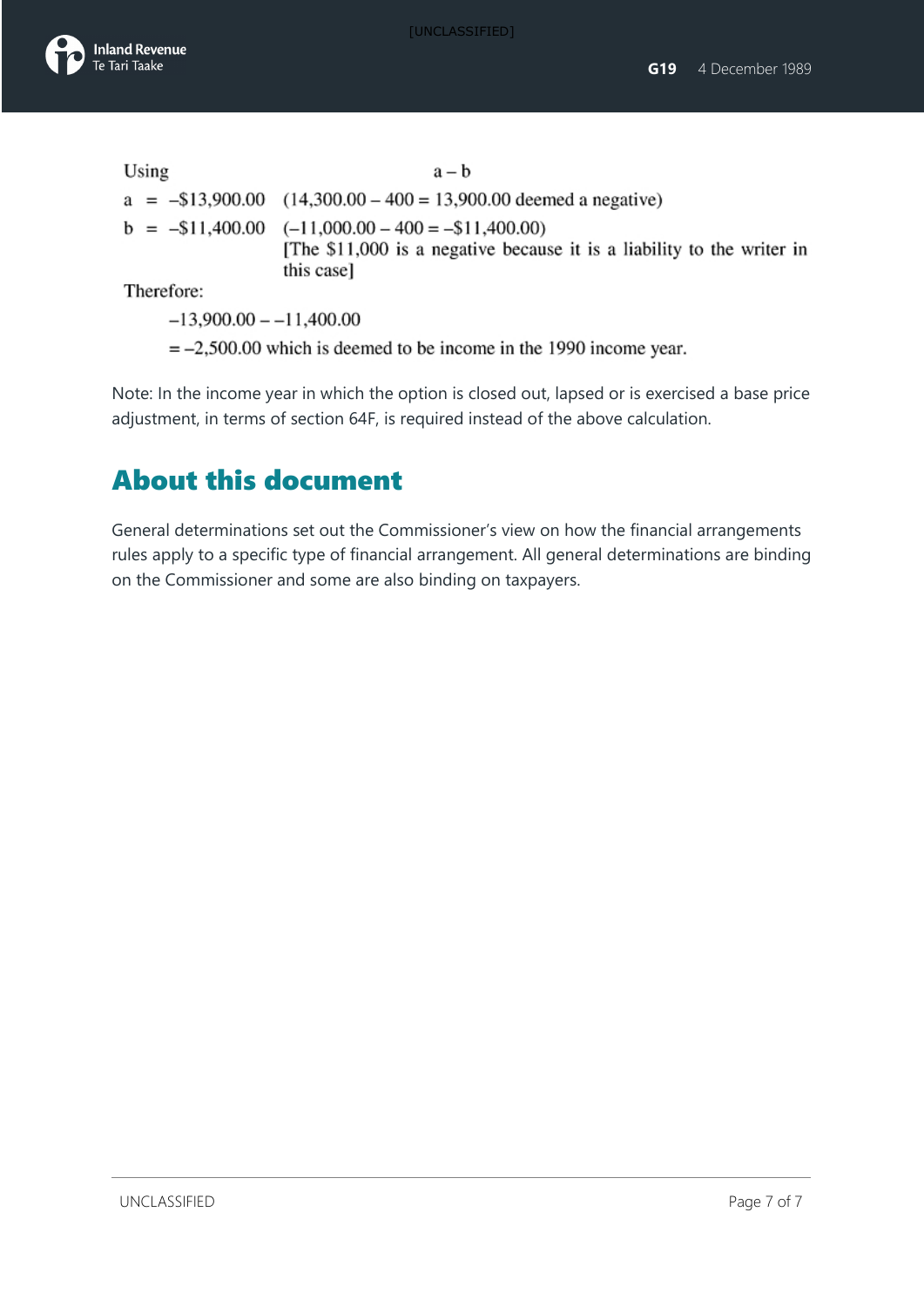Using $a - b$

$a = -\$13{,}900.00$ (14,300.00 – 400 = 13,900.00 deemed a negative)

$b = -\$11{,}400.00$ (–11,000.00 – 400 = –$11,400.00)
[The $11,000 is a negative because it is a liability to the writer in this case]

Therefore:

$$-13{,}900.00 - -11{,}400.00$$

$= -2{,}500.00$ which is deemed to be income in the 1990 income year.

Note: In the income year in which the option is closed out, lapsed or is exercised a base price adjustment, in terms of section 64F, is required instead of the above calculation.

## About this document

General determinations set out the Commissioner's view on how the financial arrangements rules apply to a specific type of financial arrangement. All general determinations are binding on the Commissioner and some are also binding on taxpayers.